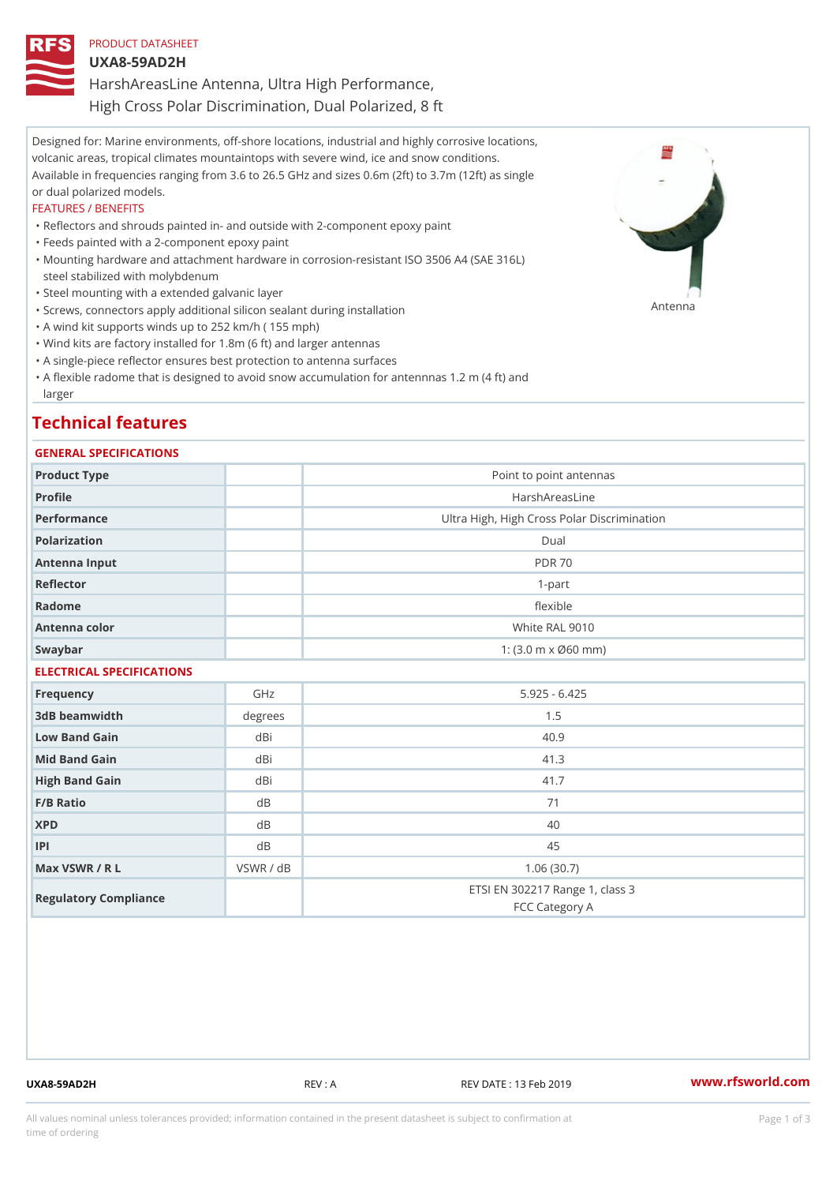PRODUCT DATASHEET

# UXA8-59AD2H

## HarshAreasLine Antenna, Ultra High Performance, High Cross Polar Discrimination, Dual Polarized, 8 ft

Designed for: Marine environments, off-shore locations, industrial and highly corrosive locations, volcanic areas, tropical climates mountaintops with severe wind, ice and snow conditions. Available in frequencies ranging from 3.6 to 26.5 GHz and sizes 0.6m (2ft) to 3.7m (12ft) as single or dual polarized models.

FEATURES / BENEFITS

- Reflectors and shrouds painted in- and outside with 2-component epoxy paint
- Feeds painted with a 2-component epoxy paint
- Mounting hardware and attachment hardware in corrosion-resistant ISO 3506 A4 (SAE 316L) steel stabilized with molybdenum
- Steel mounting with a extended galvanic layer
- Screws, connectors apply additional silicon sealant during installation
- A wind kit supports winds up to 252 km/h ( 155 mph)
- Wind kits are factory installed for 1.8m (6 ft) and larger antennas
- A single-piece reflector ensures best protection to antenna surfaces
- A flexible radome that is designed to avoid snow accumulation for antennnas 1.2 m (4 ft) and larger

Antenna

## Technical features

### GENERAL SPECIFICATIONS

| | | |
|---|---|---|
| Product Type | | Point to point antennas |
| Profile | | HarshAreasLine |
| Performance | | Ultra High, High Cross Polar Discrimination |
| Polarization | | Dual |
| Antenna Input | | PDR 70 |
| Reflector | | 1-part |
| Radome | | flexible |
| Antenna color | | White RAL 9010 |
| Swaybar | | 1: (3.0 m x Ø60 mm) |

### ELECTRICAL SPECIFICATIONS

| | | |
|---|---|---|
| Frequency | GHz | 5.925 - 6.425 |
| 3dB beamwidth | degrees | 1.5 |
| Low Band Gain | dBi | 40.9 |
| Mid Band Gain | dBi | 41.3 |
| High Band Gain | dBi | 41.7 |
| F/B Ratio | dB | 71 |
| XPD | dB | 40 |
| IPI | dB | 45 |
| Max VSWR / R L | VSWR / dB | 1.06 (30.7) |
| Regulatory Compliance | | ETSI EN 302217 Range 1, class 3<br>FCC Category A |

UXA8-59AD2H REV : A REV DATE : 13 Feb 2019 www.rfsworld.com

All values nominal unless tolerances provided; information contained in the present datasheet is subject to confirmation at time of ordering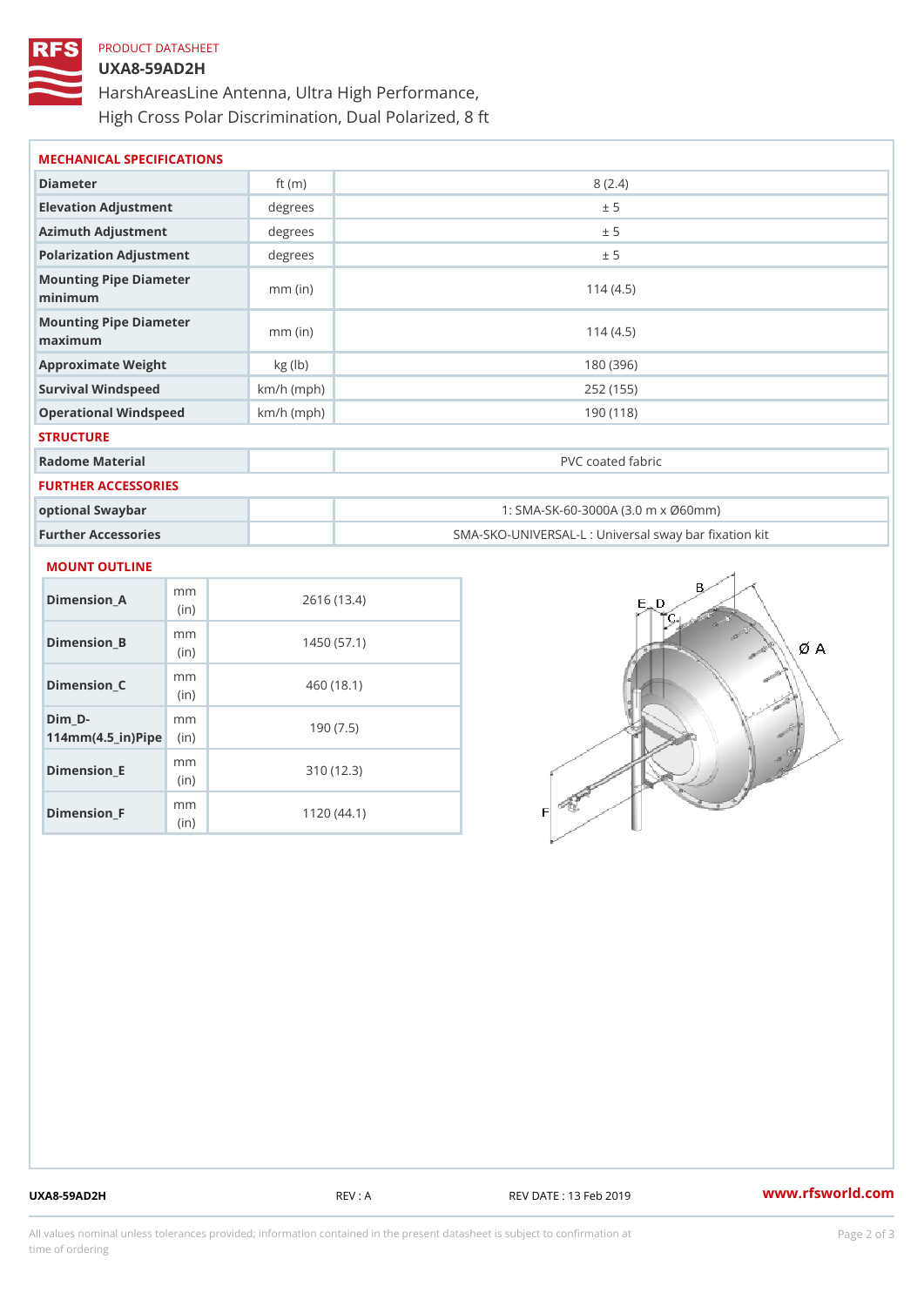PRODUCT DATASHEET

# UXA8-59AD2H

HarshAreasLine Antenna, Ultra High Performance,
High Cross Polar Discrimination, Dual Polarized, 8 ft

## MECHANICAL SPECIFICATIONS

| | | |
|---|---|---|
| Diameter | ft (m) | 8 (2.4) |
| Elevation Adjustment | degrees | ± 5 |
| Azimuth Adjustment | degrees | ± 5 |
| Polarization Adjustment | degrees | ± 5 |
| Mounting Pipe Diameter minimum | mm (in) | 114 (4.5) |
| Mounting Pipe Diameter maximum | mm (in) | 114 (4.5) |
| Approximate Weight | kg (lb) | 180 (396) |
| Survival Windspeed | km/h (mph) | 252 (155) |
| Operational Windspeed | km/h (mph) | 190 (118) |

## STRUCTURE

| | | |
|---|---|---|
| Radome Material | | PVC coated fabric |

## FURTHER ACCESSORIES

| | | |
|---|---|---|
| optional Swaybar | | 1: SMA-SK-60-3000A (3.0 m x Ø60mm) |
| Further Accessories | | SMA-SKO-UNIVERSAL-L : Universal sway bar fixation kit |

## MOUNT OUTLINE

| | | |
|---|---|---|
| Dimension_A | mm (in) | 2616 (13.4) |
| Dimension_B | mm (in) | 1450 (57.1) |
| Dimension_C | mm (in) | 460 (18.1) |
| Dim_D-114mm(4.5_in)Pipe | mm (in) | 190 (7.5) |
| Dimension_E | mm (in) | 310 (12.3) |
| Dimension_F | mm (in) | 1120 (44.1) |

UXA8-59AD2H REV : A REV DATE : 13 Feb 2019 www.rfsworld.com

All values nominal unless tolerances provided; information contained in the present datasheet is subject to confirmation at time of ordering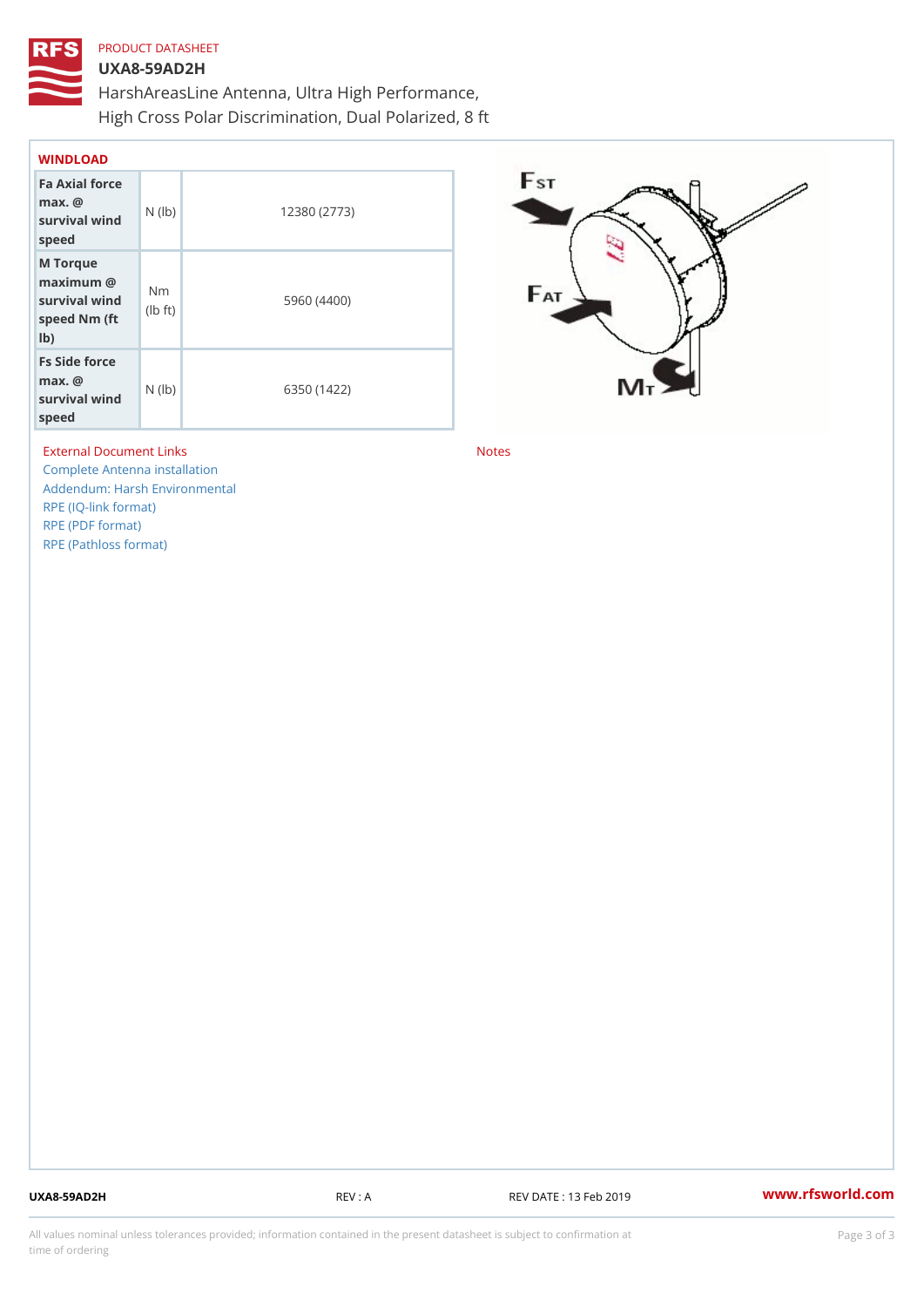PRODUCT DATASHEET

# UXA8-59AD2H

HarshAreasLine Antenna, Ultra High Performance, High Cross Polar Discrimination, Dual Polarized, 8 ft

## WINDLOAD

| | | |
|---|---|---|
| Fa Axial force max. @ survival wind speed | N (lb) | 12380 (2773) |
| M Torque maximum @ survival wind speed Nm (ft lb) | Nm (lb ft) | 5960 (4400) |
| Fs Side force max. @ survival wind speed | N (lb) | 6350 (1422) |

FST

FAT

MT

### External Document Links

Complete Antenna installation

Addendum: Harsh Environmental

RPE (IQ-link format)

RPE (PDF format)

RPE (Pathloss format)

### Notes

UXA8-59AD2H REV : A REV DATE : 13 Feb 2019 www.rfsworld.com

All values nominal unless tolerances provided; information contained in the present datasheet is subject to confirmation at time of ordering